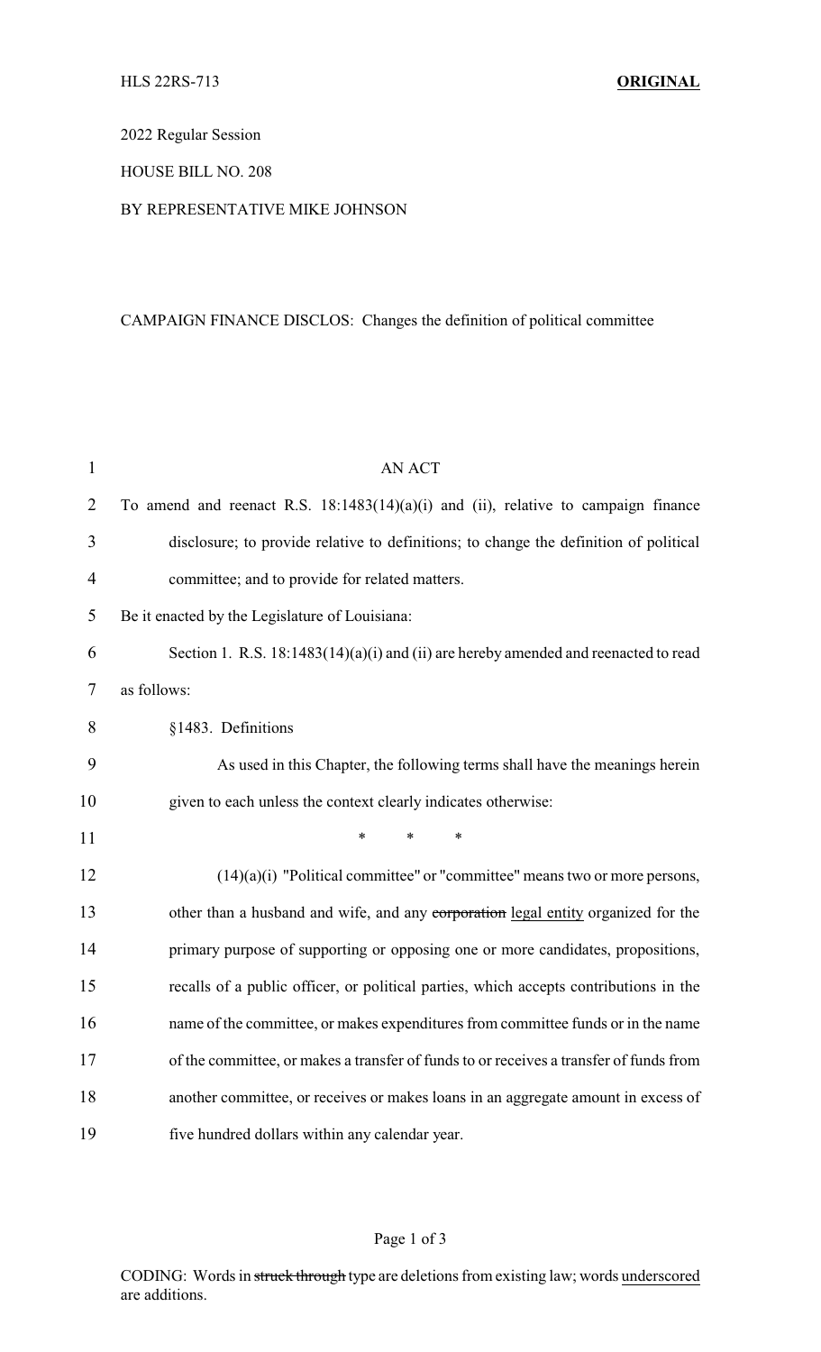HLS 22RS-713 **ORIGINAL**

2022 Regular Session

HOUSE BILL NO. 208

BY REPRESENTATIVE MIKE JOHNSON

CAMPAIGN FINANCE DISCLOS: Changes the definition of political committee

AN ACT

To amend and reenact R.S. 18:1483(14)(a)(i) and (ii), relative to campaign finance disclosure; to provide relative to definitions; to change the definition of political committee; and to provide for related matters.

Be it enacted by the Legislature of Louisiana:

Section 1. R.S. 18:1483(14)(a)(i) and (ii) are hereby amended and reenacted to read as follows:

§1483. Definitions

As used in this Chapter, the following terms shall have the meanings herein given to each unless the context clearly indicates otherwise:

\* \* \*

(14)(a)(i) "Political committee" or "committee" means two or more persons, other than a husband and wife, and any ~~corporation~~ <u>legal entity</u> organized for the primary purpose of supporting or opposing one or more candidates, propositions, recalls of a public officer, or political parties, which accepts contributions in the name of the committee, or makes expenditures from committee funds or in the name of the committee, or makes a transfer of funds to or receives a transfer of funds from another committee, or receives or makes loans in an aggregate amount in excess of five hundred dollars within any calendar year.

CODING: Words in ~~struck through~~ type are deletions from existing law; words <u>underscored</u> are additions.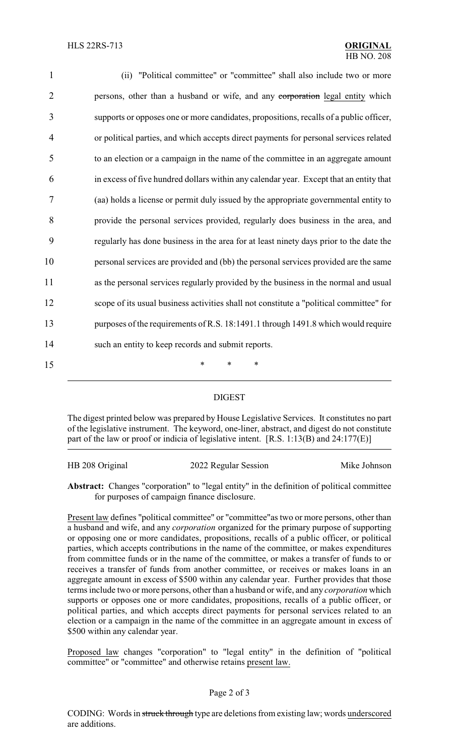(ii) "Political committee" or "committee" shall also include two or more persons, other than a husband or wife, and any ~~corporation~~ legal entity which supports or opposes one or more candidates, propositions, recalls of a public officer, or political parties, and which accepts direct payments for personal services related to an election or a campaign in the name of the committee in an aggregate amount in excess of five hundred dollars within any calendar year. Except that an entity that (aa) holds a license or permit duly issued by the appropriate governmental entity to provide the personal services provided, regularly does business in the area, and regularly has done business in the area for at least ninety days prior to the date the personal services are provided and (bb) the personal services provided are the same as the personal services regularly provided by the business in the normal and usual scope of its usual business activities shall not constitute a "political committee" for purposes of the requirements of R.S. 18:1491.1 through 1491.8 which would require such an entity to keep records and submit reports.

\* \* \*

## DIGEST

The digest printed below was prepared by House Legislative Services. It constitutes no part of the legislative instrument. The keyword, one-liner, abstract, and digest do not constitute part of the law or proof or indicia of legislative intent. [R.S. 1:13(B) and 24:177(E)]

HB 208 Original — 2022 Regular Session — Mike Johnson

**Abstract:** Changes "corporation" to "legal entity" in the definition of political committee for purposes of campaign finance disclosure.

Present law defines "political committee" or "committee"as two or more persons, other than a husband and wife, and any *corporation* organized for the primary purpose of supporting or opposing one or more candidates, propositions, recalls of a public officer, or political parties, which accepts contributions in the name of the committee, or makes expenditures from committee funds or in the name of the committee, or makes a transfer of funds to or receives a transfer of funds from another committee, or receives or makes loans in an aggregate amount in excess of $500 within any calendar year. Further provides that those terms include two or more persons, other than a husband or wife, and any *corporation* which supports or opposes one or more candidates, propositions, recalls of a public officer, or political parties, and which accepts direct payments for personal services related to an election or a campaign in the name of the committee in an aggregate amount in excess of $500 within any calendar year.

Proposed law changes "corporation" to "legal entity" in the definition of "political committee" or "committee" and otherwise retains present law.

CODING: Words in ~~struck through~~ type are deletions from existing law; words underscored are additions.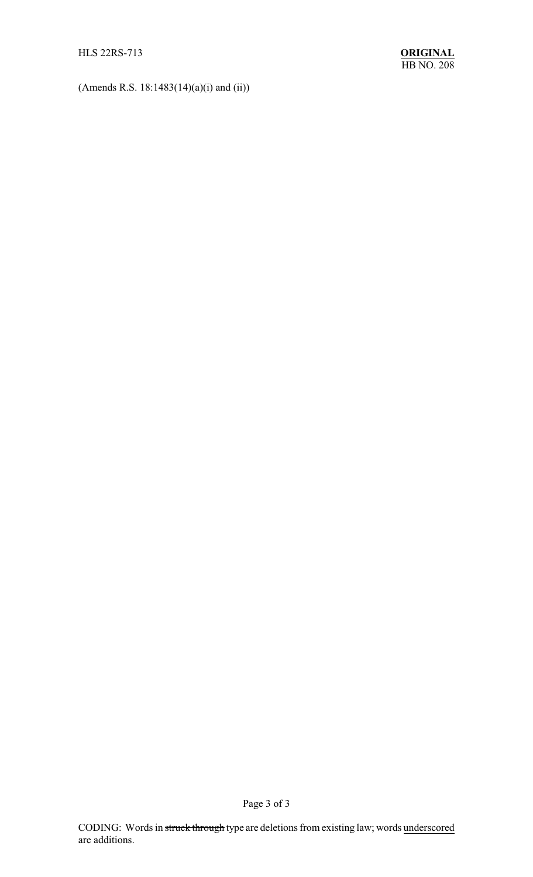(Amends R.S. 18:1483(14)(a)(i) and (ii))